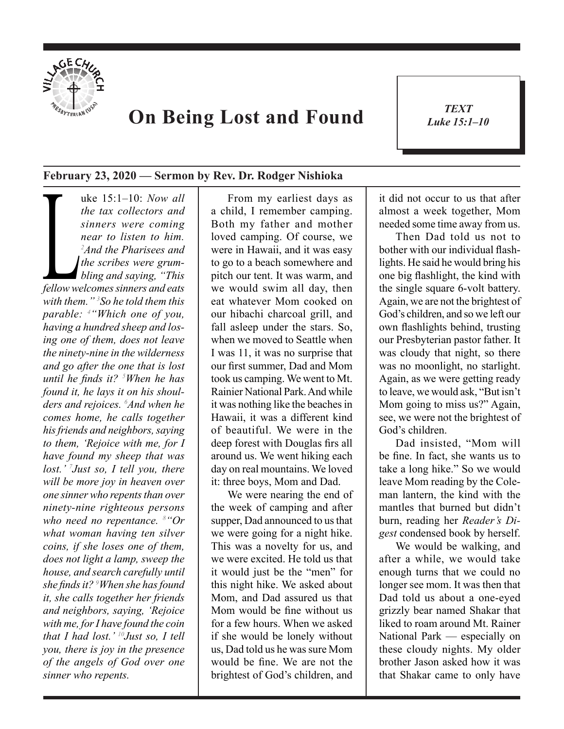# On Being Lost and Found

***TEXT***
***Luke 15:1–10***

**February 23, 2020 — Sermon by Rev. Dr. Rodger Nishioka**

Luke 15:1–10: *Now all the tax collectors and sinners were coming near to listen to him. [2]And the Pharisees and the scribes were grumbling and saying, "This fellow welcomes sinners and eats with them." [3]So he told them this parable: [4]"Which one of you, having a hundred sheep and losing one of them, does not leave the ninety-nine in the wilderness and go after the one that is lost until he finds it? [5]When he has found it, he lays it on his shoulders and rejoices. [6]And when he comes home, he calls together his friends and neighbors, saying to them, 'Rejoice with me, for I have found my sheep that was lost.' [7]Just so, I tell you, there will be more joy in heaven over one sinner who repents than over ninety-nine righteous persons who need no repentance. [8]"Or what woman having ten silver coins, if she loses one of them, does not light a lamp, sweep the house, and search carefully until she finds it? [9]When she has found it, she calls together her friends and neighbors, saying, 'Rejoice with me, for I have found the coin that I had lost.' [10]Just so, I tell you, there is joy in the presence of the angels of God over one sinner who repents.*

From my earliest days as a child, I remember camping. Both my father and mother loved camping. Of course, we were in Hawaii, and it was easy to go to a beach somewhere and pitch our tent. It was warm, and we would swim all day, then eat whatever Mom cooked on our hibachi charcoal grill, and fall asleep under the stars. So, when we moved to Seattle when I was 11, it was no surprise that our first summer, Dad and Mom took us camping. We went to Mt. Rainier National Park. And while it was nothing like the beaches in Hawaii, it was a different kind of beautiful. We were in the deep forest with Douglas firs all around us. We went hiking each day on real mountains. We loved it: three boys, Mom and Dad.

We were nearing the end of the week of camping and after supper, Dad announced to us that we were going for a night hike. This was a novelty for us, and we were excited. He told us that it would just be the "men" for this night hike. We asked about Mom, and Dad assured us that Mom would be fine without us for a few hours. When we asked if she would be lonely without us, Dad told us he was sure Mom would be fine. We are not the brightest of God's children, and it did not occur to us that after almost a week together, Mom needed some time away from us.

Then Dad told us not to bother with our individual flashlights. He said he would bring his one big flashlight, the kind with the single square 6-volt battery. Again, we are not the brightest of God's children, and so we left our own flashlights behind, trusting our Presbyterian pastor father. It was cloudy that night, so there was no moonlight, no starlight. Again, as we were getting ready to leave, we would ask, "But isn't Mom going to miss us?" Again, see, we were not the brightest of God's children.

Dad insisted, "Mom will be fine. In fact, she wants us to take a long hike." So we would leave Mom reading by the Coleman lantern, the kind with the mantles that burned but didn't burn, reading her *Reader's Digest* condensed book by herself.

We would be walking, and after a while, we would take enough turns that we could no longer see mom. It was then that Dad told us about a one-eyed grizzly bear named Shakar that liked to roam around Mt. Rainer National Park — especially on these cloudy nights. My older brother Jason asked how it was that Shakar came to only have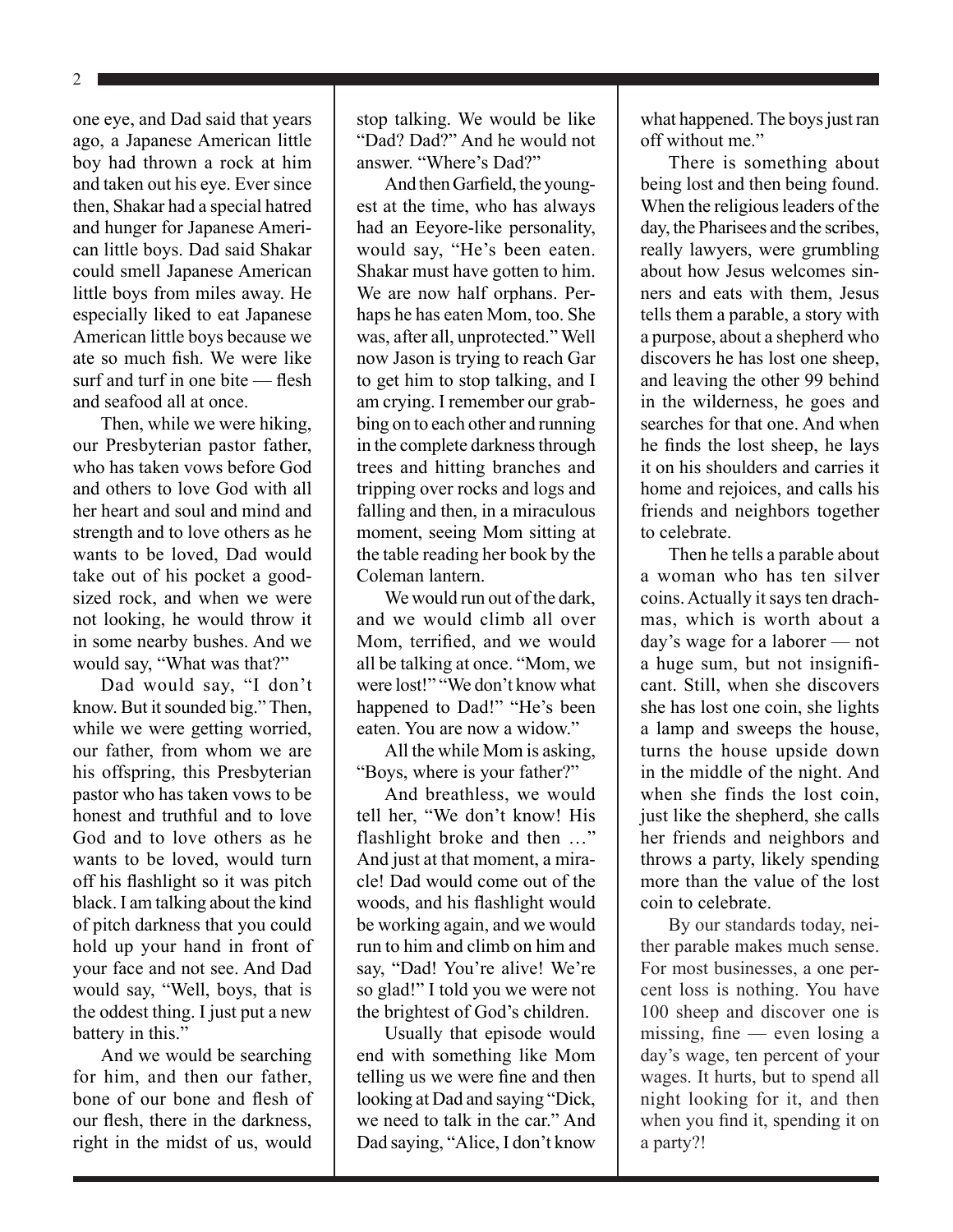one eye, and Dad said that years ago, a Japanese American little boy had thrown a rock at him and taken out his eye. Ever since then, Shakar had a special hatred and hunger for Japanese American little boys. Dad said Shakar could smell Japanese American little boys from miles away. He especially liked to eat Japanese American little boys because we ate so much fish. We were like surf and turf in one bite — flesh and seafood all at once.

Then, while we were hiking, our Presbyterian pastor father, who has taken vows before God and others to love God with all her heart and soul and mind and strength and to love others as he wants to be loved, Dad would take out of his pocket a good-sized rock, and when we were not looking, he would throw it in some nearby bushes. And we would say, "What was that?"

Dad would say, "I don't know. But it sounded big." Then, while we were getting worried, our father, from whom we are his offspring, this Presbyterian pastor who has taken vows to be honest and truthful and to love God and to love others as he wants to be loved, would turn off his flashlight so it was pitch black. I am talking about the kind of pitch darkness that you could hold up your hand in front of your face and not see. And Dad would say, "Well, boys, that is the oddest thing. I just put a new battery in this."

And we would be searching for him, and then our father, bone of our bone and flesh of our flesh, there in the darkness, right in the midst of us, would stop talking. We would be like "Dad? Dad?" And he would not answer. "Where's Dad?"

And then Garfield, the youngest at the time, who has always had an Eeyore-like personality, would say, "He's been eaten. Shakar must have gotten to him. We are now half orphans. Perhaps he has eaten Mom, too. She was, after all, unprotected." Well now Jason is trying to reach Gar to get him to stop talking, and I am crying. I remember our grabbing on to each other and running in the complete darkness through trees and hitting branches and tripping over rocks and logs and falling and then, in a miraculous moment, seeing Mom sitting at the table reading her book by the Coleman lantern.

We would run out of the dark, and we would climb all over Mom, terrified, and we would all be talking at once. "Mom, we were lost!" "We don't know what happened to Dad!" "He's been eaten. You are now a widow."

All the while Mom is asking, "Boys, where is your father?"

And breathless, we would tell her, "We don't know! His flashlight broke and then …" And just at that moment, a miracle! Dad would come out of the woods, and his flashlight would be working again, and we would run to him and climb on him and say, "Dad! You're alive! We're so glad!" I told you we were not the brightest of God's children.

Usually that episode would end with something like Mom telling us we were fine and then looking at Dad and saying "Dick, we need to talk in the car." And Dad saying, "Alice, I don't know what happened. The boys just ran off without me."

There is something about being lost and then being found. When the religious leaders of the day, the Pharisees and the scribes, really lawyers, were grumbling about how Jesus welcomes sinners and eats with them, Jesus tells them a parable, a story with a purpose, about a shepherd who discovers he has lost one sheep, and leaving the other 99 behind in the wilderness, he goes and searches for that one. And when he finds the lost sheep, he lays it on his shoulders and carries it home and rejoices, and calls his friends and neighbors together to celebrate.

Then he tells a parable about a woman who has ten silver coins. Actually it says ten drachmas, which is worth about a day's wage for a laborer — not a huge sum, but not insignificant. Still, when she discovers she has lost one coin, she lights a lamp and sweeps the house, turns the house upside down in the middle of the night. And when she finds the lost coin, just like the shepherd, she calls her friends and neighbors and throws a party, likely spending more than the value of the lost coin to celebrate.

By our standards today, neither parable makes much sense. For most businesses, a one percent loss is nothing. You have 100 sheep and discover one is missing, fine — even losing a day's wage, ten percent of your wages. It hurts, but to spend all night looking for it, and then when you find it, spending it on a party?!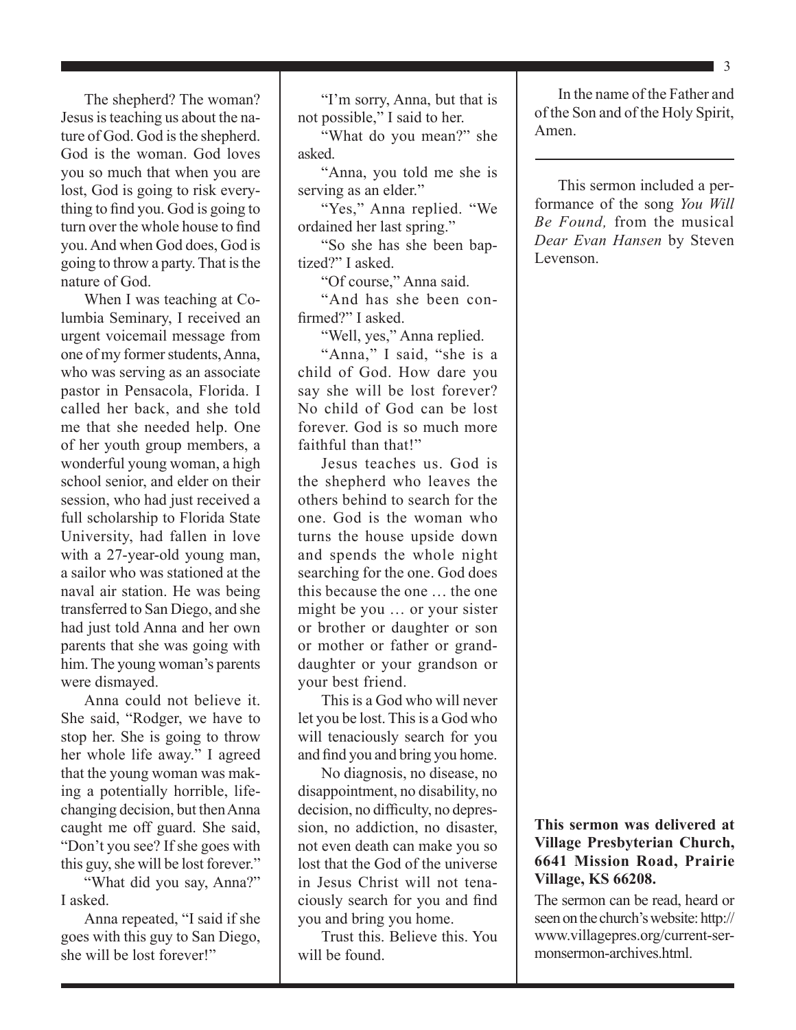The shepherd? The woman? Jesus is teaching us about the nature of God. God is the shepherd. God is the woman. God loves you so much that when you are lost, God is going to risk everything to find you. God is going to turn over the whole house to find you. And when God does, God is going to throw a party. That is the nature of God.

When I was teaching at Columbia Seminary, I received an urgent voicemail message from one of my former students, Anna, who was serving as an associate pastor in Pensacola, Florida. I called her back, and she told me that she needed help. One of her youth group members, a wonderful young woman, a high school senior, and elder on their session, who had just received a full scholarship to Florida State University, had fallen in love with a 27-year-old young man, a sailor who was stationed at the naval air station. He was being transferred to San Diego, and she had just told Anna and her own parents that she was going with him. The young woman's parents were dismayed.

Anna could not believe it. She said, "Rodger, we have to stop her. She is going to throw her whole life away." I agreed that the young woman was making a potentially horrible, life-changing decision, but then Anna caught me off guard. She said, "Don't you see? If she goes with this guy, she will be lost forever."

"What did you say, Anna?" I asked.

Anna repeated, "I said if she goes with this guy to San Diego, she will be lost forever!"

"I'm sorry, Anna, but that is not possible," I said to her.

"What do you mean?" she asked.

"Anna, you told me she is serving as an elder."

"Yes," Anna replied. "We ordained her last spring."

"So she has she been baptized?" I asked.

"Of course," Anna said.

"And has she been confirmed?" I asked.

"Well, yes," Anna replied.

"Anna," I said, "she is a child of God. How dare you say she will be lost forever? No child of God can be lost forever. God is so much more faithful than that!"

Jesus teaches us. God is the shepherd who leaves the others behind to search for the one. God is the woman who turns the house upside down and spends the whole night searching for the one. God does this because the one … the one might be you … or your sister or brother or daughter or son or mother or father or granddaughter or your grandson or your best friend.

This is a God who will never let you be lost. This is a God who will tenaciously search for you and find you and bring you home.

No diagnosis, no disease, no disappointment, no disability, no decision, no difficulty, no depression, no addiction, no disaster, not even death can make you so lost that the God of the universe in Jesus Christ will not tenaciously search for you and find you and bring you home.

Trust this. Believe this. You will be found.

In the name of the Father and of the Son and of the Holy Spirit, Amen.

---

This sermon included a performance of the song *You Will Be Found,* from the musical *Dear Evan Hansen* by Steven Levenson.

**This sermon was delivered at Village Presbyterian Church, 6641 Mission Road, Prairie Village, KS 66208.**

The sermon can be read, heard or seen on the church's website: http://www.villagepres.org/current-sermonsermon-archives.html.